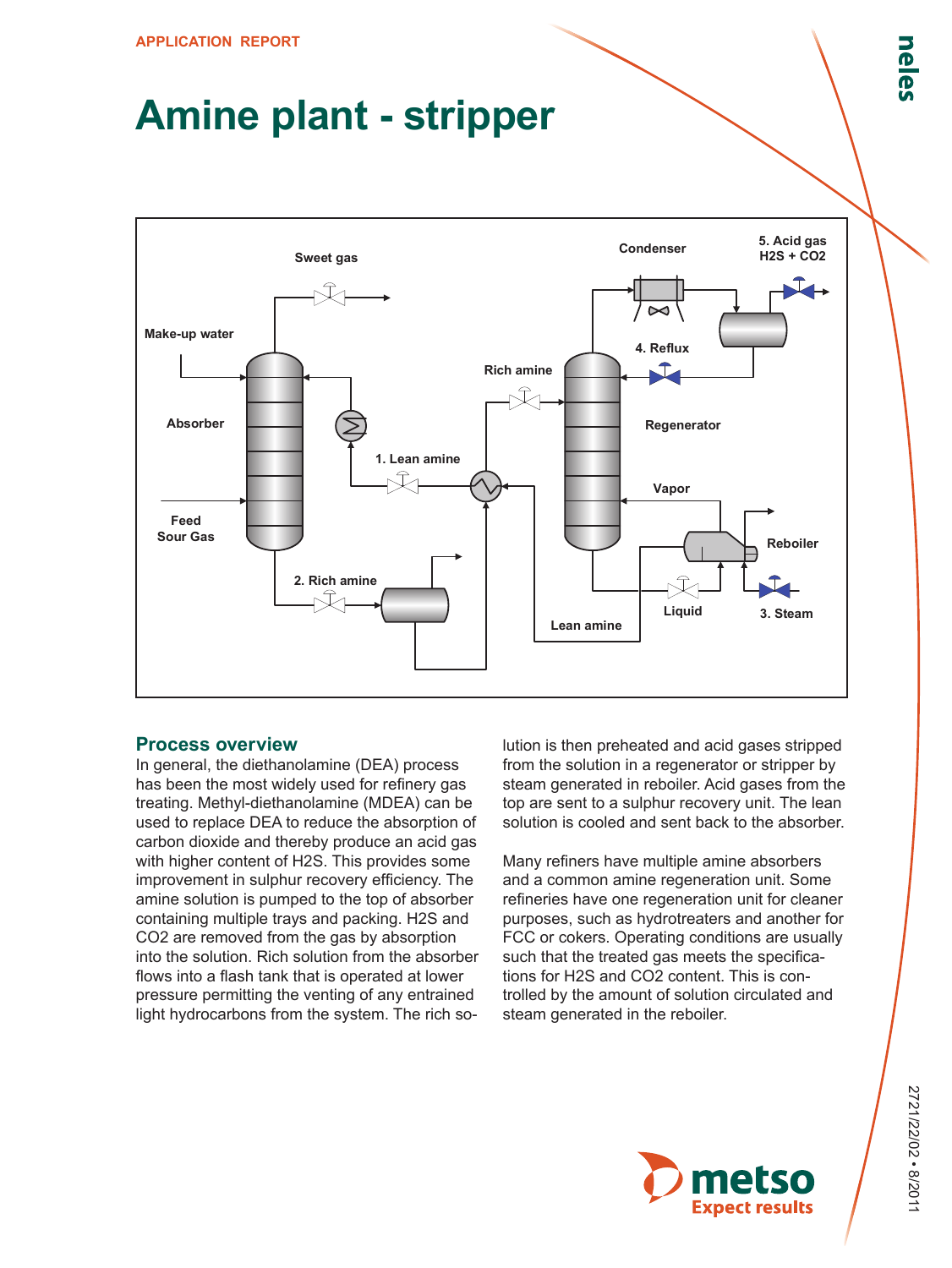APPLICATION REPORT

# Amine plant - stripper

## Process overview

In general, the diethanolamine (DEA) process has been the most widely used for refinery gas treating. Methyl-diethanolamine (MDEA) can be used to replace DEA to reduce the absorption of carbon dioxide and thereby produce an acid gas with higher content of $H_2S$. This provides some improvement in sulphur recovery efficiency. The amine solution is pumped to the top of absorber containing multiple trays and packing. $H_2S$ and $CO_2$ are removed from the gas by absorption into the solution. Rich solution from the absorber flows into a flash tank that is operated at lower pressure permitting the venting of any entrained light hydrocarbons from the system. The rich solution is then preheated and acid gases stripped from the solution in a regenerator or stripper by steam generated in reboiler. Acid gases from the top are sent to a sulphur recovery unit. The lean solution is cooled and sent back to the absorber.

Many refiners have multiple amine absorbers and a common amine regeneration unit. Some refineries have one regeneration unit for cleaner purposes, such as hydrotreaters and another for FCC or cokers. Operating conditions are usually such that the treated gas meets the specifications for $H_2S$ and $CO_2$ content. This is controlled by the amount of solution circulated and steam generated in the reboiler.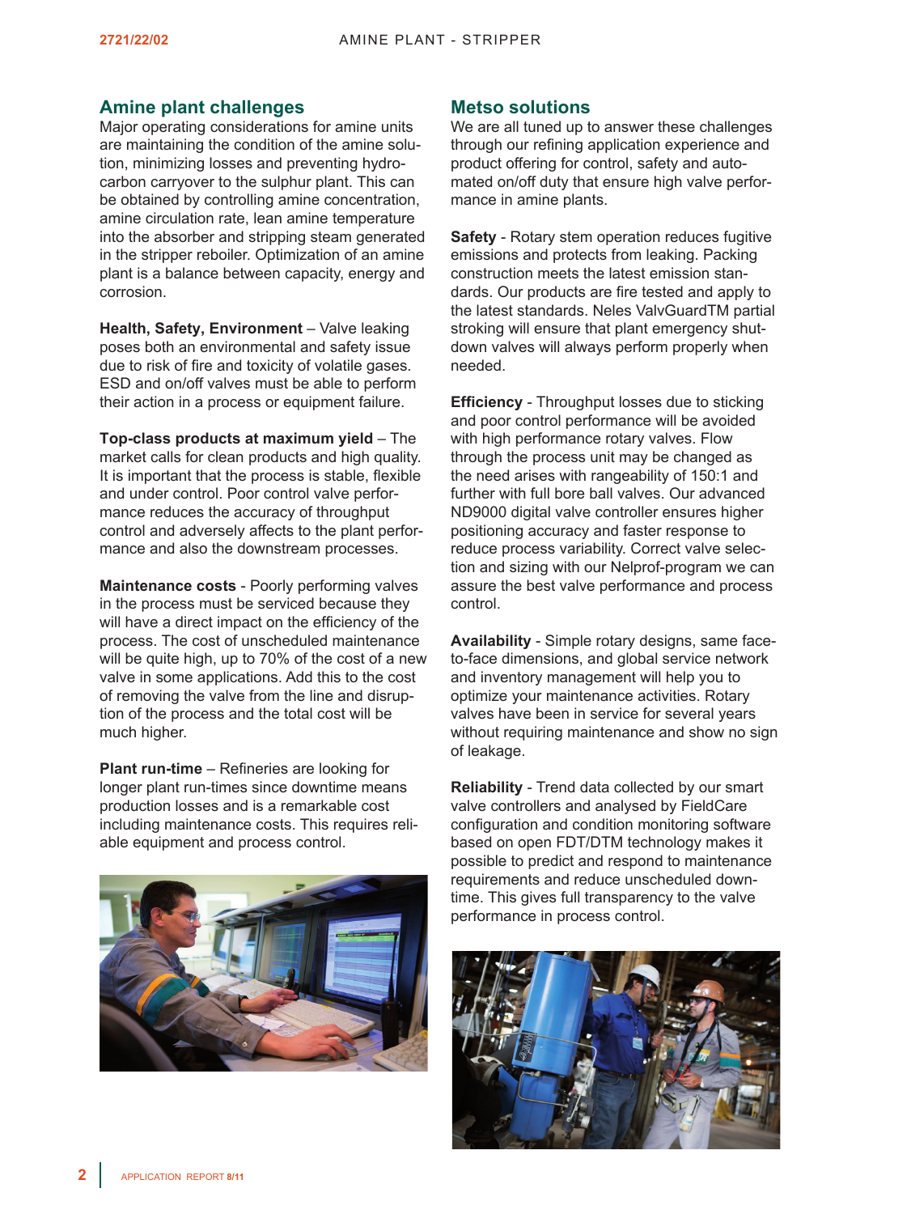## Amine plant challenges

Major operating considerations for amine units are maintaining the condition of the amine solution, minimizing losses and preventing hydrocarbon carryover to the sulphur plant. This can be obtained by controlling amine concentration, amine circulation rate, lean amine temperature into the absorber and stripping steam generated in the stripper reboiler. Optimization of an amine plant is a balance between capacity, energy and corrosion.

**Health, Safety, Environment** – Valve leaking poses both an environmental and safety issue due to risk of fire and toxicity of volatile gases. ESD and on/off valves must be able to perform their action in a process or equipment failure.

**Top-class products at maximum yield** – The market calls for clean products and high quality. It is important that the process is stable, flexible and under control. Poor control valve performance reduces the accuracy of throughput control and adversely affects to the plant performance and also the downstream processes.

**Maintenance costs** - Poorly performing valves in the process must be serviced because they will have a direct impact on the efficiency of the process. The cost of unscheduled maintenance will be quite high, up to 70% of the cost of a new valve in some applications. Add this to the cost of removing the valve from the line and disruption of the process and the total cost will be much higher.

**Plant run-time** – Refineries are looking for longer plant run-times since downtime means production losses and is a remarkable cost including maintenance costs. This requires reliable equipment and process control.

## Metso solutions

We are all tuned up to answer these challenges through our refining application experience and product offering for control, safety and automated on/off duty that ensure high valve performance in amine plants.

**Safety** - Rotary stem operation reduces fugitive emissions and protects from leaking. Packing construction meets the latest emission standards. Our products are fire tested and apply to the latest standards. Neles ValvGuardTM partial stroking will ensure that plant emergency shutdown valves will always perform properly when needed.

**Efficiency** - Throughput losses due to sticking and poor control performance will be avoided with high performance rotary valves. Flow through the process unit may be changed as the need arises with rangeability of 150:1 and further with full bore ball valves. Our advanced ND9000 digital valve controller ensures higher positioning accuracy and faster response to reduce process variability. Correct valve selection and sizing with our Nelprof-program we can assure the best valve performance and process control.

**Availability** - Simple rotary designs, same face-to-face dimensions, and global service network and inventory management will help you to optimize your maintenance activities. Rotary valves have been in service for several years without requiring maintenance and show no sign of leakage.

**Reliability** - Trend data collected by our smart valve controllers and analysed by FieldCare configuration and condition monitoring software based on open FDT/DTM technology makes it possible to predict and respond to maintenance requirements and reduce unscheduled downtime. This gives full transparency to the valve performance in process control.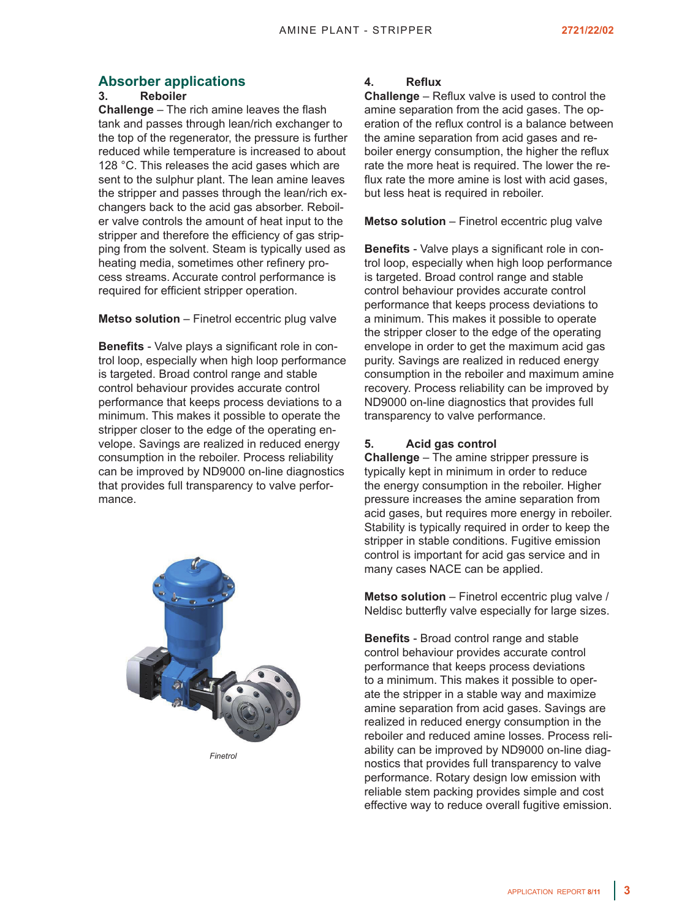## Absorber applications

### 3. Reboiler

**Challenge** – The rich amine leaves the flash tank and passes through lean/rich exchanger to the top of the regenerator, the pressure is further reduced while temperature is increased to about 128 °C. This releases the acid gases which are sent to the sulphur plant. The lean amine leaves the stripper and passes through the lean/rich exchangers back to the acid gas absorber. Reboiler valve controls the amount of heat input to the stripper and therefore the efficiency of gas stripping from the solvent. Steam is typically used as heating media, sometimes other refinery process streams. Accurate control performance is required for efficient stripper operation.

**Metso solution** – Finetrol eccentric plug valve

**Benefits** - Valve plays a significant role in control loop, especially when high loop performance is targeted. Broad control range and stable control behaviour provides accurate control performance that keeps process deviations to a minimum. This makes it possible to operate the stripper closer to the edge of the operating envelope. Savings are realized in reduced energy consumption in the reboiler. Process reliability can be improved by ND9000 on-line diagnostics that provides full transparency to valve performance.

*Finetrol*

### 4. Reflux

**Challenge** – Reflux valve is used to control the amine separation from the acid gases. The operation of the reflux control is a balance between the amine separation from acid gases and reboiler energy consumption, the higher the reflux rate the more heat is required. The lower the reflux rate the more amine is lost with acid gases, but less heat is required in reboiler.

**Metso solution** – Finetrol eccentric plug valve

**Benefits** - Valve plays a significant role in control loop, especially when high loop performance is targeted. Broad control range and stable control behaviour provides accurate control performance that keeps process deviations to a minimum. This makes it possible to operate the stripper closer to the edge of the operating envelope in order to get the maximum acid gas purity. Savings are realized in reduced energy consumption in the reboiler and maximum amine recovery. Process reliability can be improved by ND9000 on-line diagnostics that provides full transparency to valve performance.

### 5. Acid gas control

**Challenge** – The amine stripper pressure is typically kept in minimum in order to reduce the energy consumption in the reboiler. Higher pressure increases the amine separation from acid gases, but requires more energy in reboiler. Stability is typically required in order to keep the stripper in stable conditions. Fugitive emission control is important for acid gas service and in many cases NACE can be applied.

**Metso solution** – Finetrol eccentric plug valve / Neldisc butterfly valve especially for large sizes.

**Benefits** - Broad control range and stable control behaviour provides accurate control performance that keeps process deviations to a minimum. This makes it possible to operate the stripper in a stable way and maximize amine separation from acid gases. Savings are realized in reduced energy consumption in the reboiler and reduced amine losses. Process reliability can be improved by ND9000 on-line diagnostics that provides full transparency to valve performance. Rotary design low emission with reliable stem packing provides simple and cost effective way to reduce overall fugitive emission.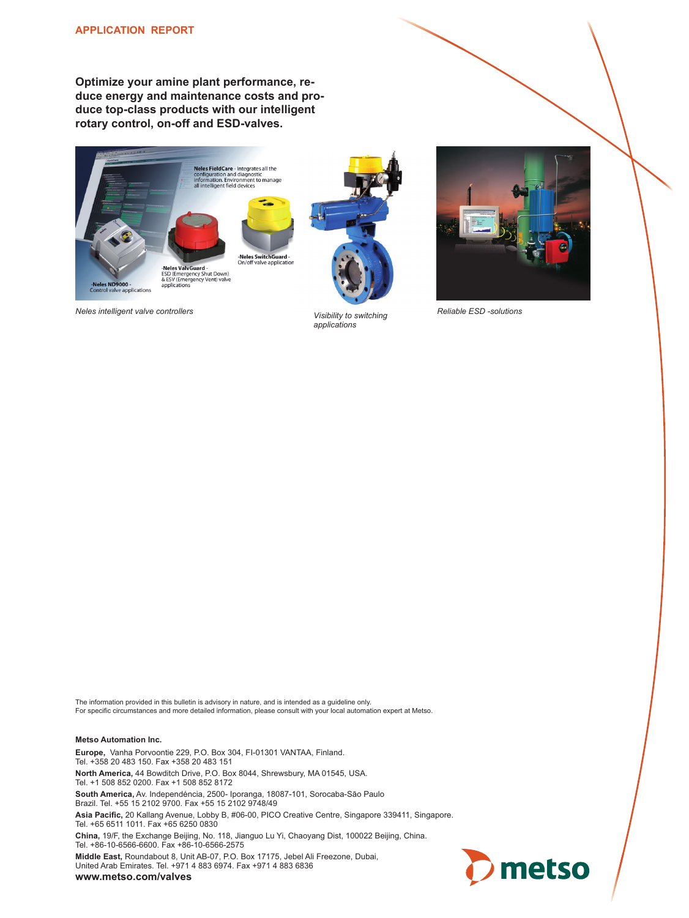APPLICATION REPORT

**Optimize your amine plant performance, reduce energy and maintenance costs and produce top-class products with our intelligent rotary control, on-off and ESD-valves.**

*Neles intelligent valve controllers*

*Visibility to switching applications*

*Reliable ESD -solutions*

The information provided in this bulletin is advisory in nature, and is intended as a guideline only.
For specific circumstances and more detailed information, please consult with your local automation expert at Metso.

**Metso Automation Inc.**

**Europe,** Vanha Porvoontie 229, P.O. Box 304, FI-01301 VANTAA, Finland.
Tel. +358 20 483 150. Fax +358 20 483 151

**North America,** 44 Bowditch Drive, P.O. Box 8044, Shrewsbury, MA 01545, USA.
Tel. +1 508 852 0200. Fax +1 508 852 8172

**South America,** Av. Independência, 2500- Iporanga, 18087-101, Sorocaba-São Paulo
Brazil. Tel. +55 15 2102 9700. Fax +55 15 2102 9748/49

**Asia Pacific,** 20 Kallang Avenue, Lobby B, #06-00, PICO Creative Centre, Singapore 339411, Singapore.
Tel. +65 6511 1011. Fax +65 6250 0830

**China,** 19/F, the Exchange Beijing, No. 118, Jianguo Lu Yi, Chaoyang Dist, 100022 Beijing, China.
Tel. +86-10-6566-6600. Fax +86-10-6566-2575

**Middle East,** Roundabout 8, Unit AB-07, P.O. Box 17175, Jebel Ali Freezone, Dubai,
United Arab Emirates. Tel. +971 4 883 6974. Fax +971 4 883 6836

**www.metso.com/valves**